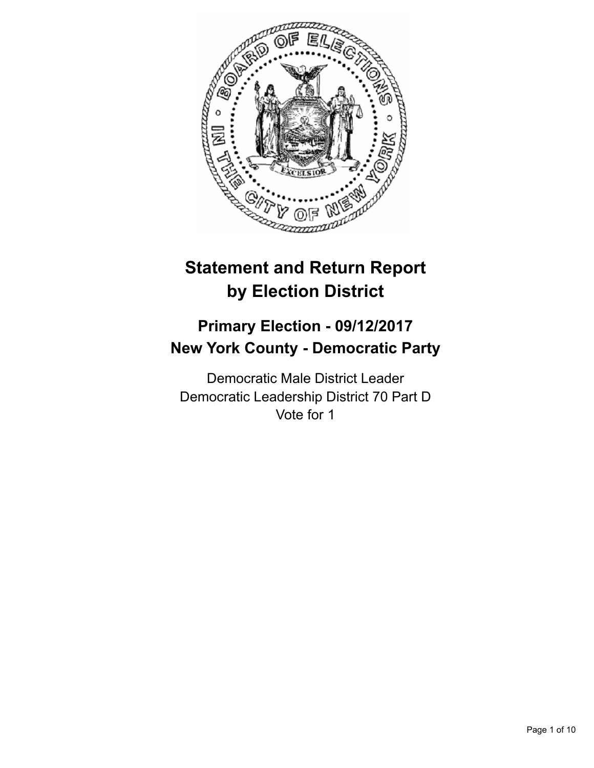# Statement and Return Report by Election District

## Primary Election - 09/12/2017
## New York County - Democratic Party

Democratic Male District Leader
Democratic Leadership District 70 Part D
Vote for 1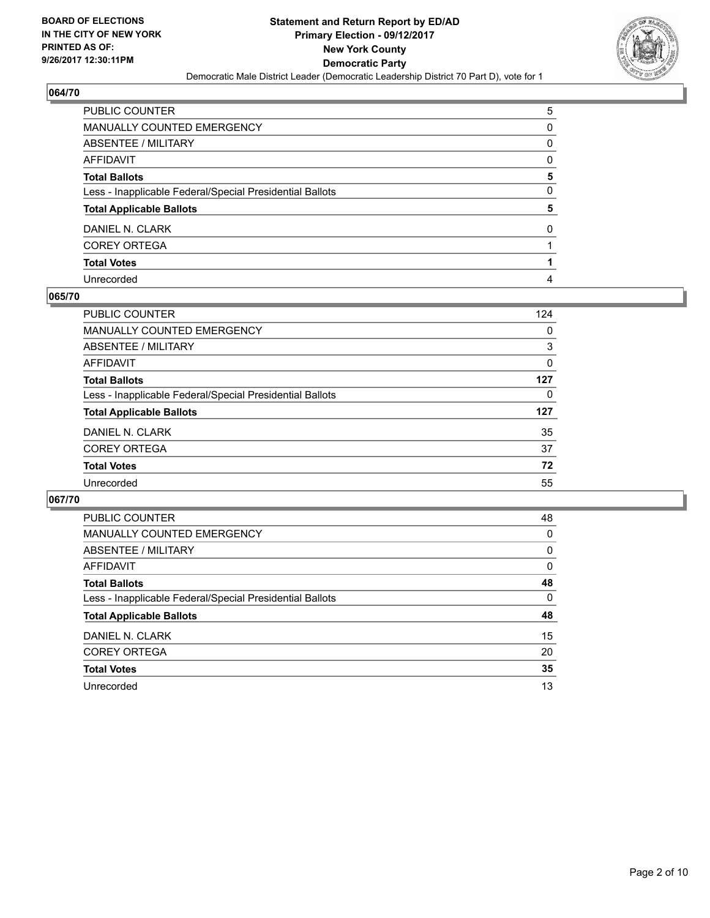**BOARD OF ELECTIONS IN THE CITY OF NEW YORK PRINTED AS OF: 9/26/2017 12:30:11PM**

# Statement and Return Report by ED/AD
## Primary Election - 09/12/2017
## New York County
## Democratic Party

Democratic Male District Leader (Democratic Leadership District 70 Part D), vote for 1

### 064/70

| | |
|---|---|
| PUBLIC COUNTER | 5 |
| MANUALLY COUNTED EMERGENCY | 0 |
| ABSENTEE / MILITARY | 0 |
| AFFIDAVIT | 0 |
| **Total Ballots** | **5** |
| Less - Inapplicable Federal/Special Presidential Ballots | 0 |
| **Total Applicable Ballots** | **5** |
| DANIEL N. CLARK | 0 |
| COREY ORTEGA | 1 |
| **Total Votes** | **1** |
| Unrecorded | 4 |

### 065/70

| | |
|---|---|
| PUBLIC COUNTER | 124 |
| MANUALLY COUNTED EMERGENCY | 0 |
| ABSENTEE / MILITARY | 3 |
| AFFIDAVIT | 0 |
| **Total Ballots** | **127** |
| Less - Inapplicable Federal/Special Presidential Ballots | 0 |
| **Total Applicable Ballots** | **127** |
| DANIEL N. CLARK | 35 |
| COREY ORTEGA | 37 |
| **Total Votes** | **72** |
| Unrecorded | 55 |

### 067/70

| | |
|---|---|
| PUBLIC COUNTER | 48 |
| MANUALLY COUNTED EMERGENCY | 0 |
| ABSENTEE / MILITARY | 0 |
| AFFIDAVIT | 0 |
| **Total Ballots** | **48** |
| Less - Inapplicable Federal/Special Presidential Ballots | 0 |
| **Total Applicable Ballots** | **48** |
| DANIEL N. CLARK | 15 |
| COREY ORTEGA | 20 |
| **Total Votes** | **35** |
| Unrecorded | 13 |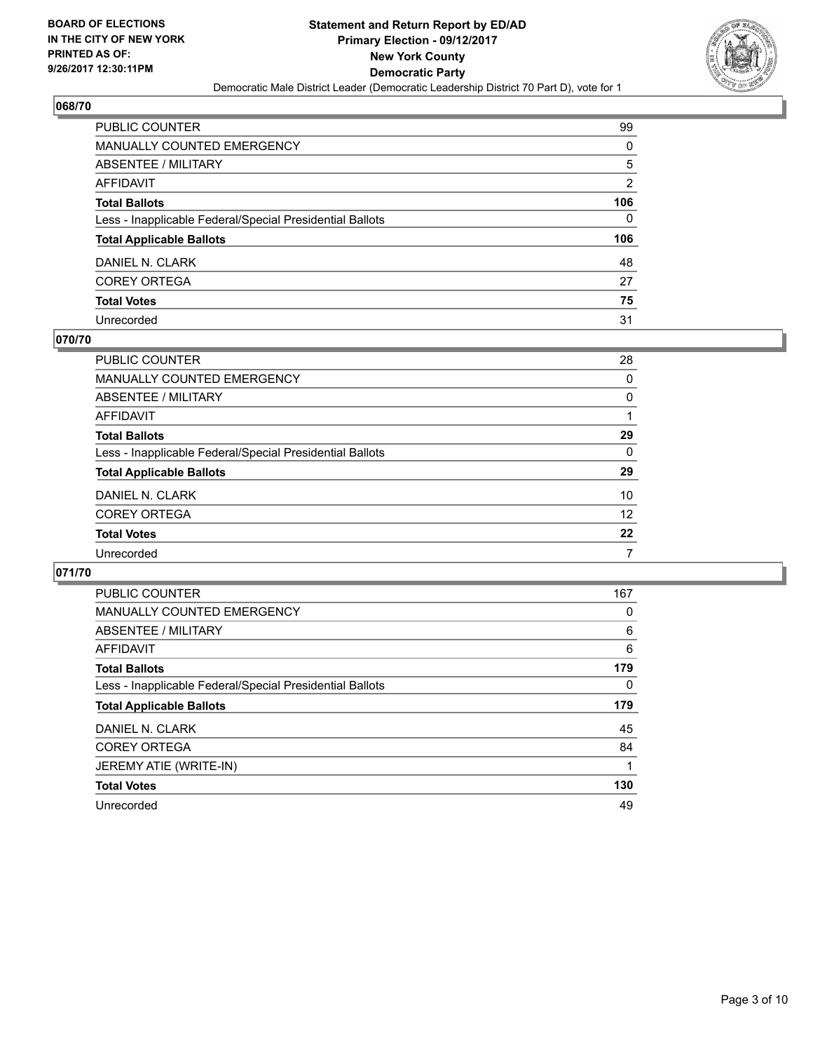BOARD OF ELECTIONS
IN THE CITY OF NEW YORK
PRINTED AS OF:
9/26/2017 12:30:11PM

**Statement and Return Report by ED/AD**
**Primary Election - 09/12/2017**
**New York County**
**Democratic Party**
Democratic Male District Leader (Democratic Leadership District 70 Part D), vote for 1

## 068/70

| | |
|---|---|
| PUBLIC COUNTER | 99 |
| MANUALLY COUNTED EMERGENCY | 0 |
| ABSENTEE / MILITARY | 5 |
| AFFIDAVIT | 2 |
| **Total Ballots** | **106** |
| Less - Inapplicable Federal/Special Presidential Ballots | 0 |
| **Total Applicable Ballots** | **106** |
| DANIEL N. CLARK | 48 |
| COREY ORTEGA | 27 |
| **Total Votes** | **75** |
| Unrecorded | 31 |

## 070/70

| | |
|---|---|
| PUBLIC COUNTER | 28 |
| MANUALLY COUNTED EMERGENCY | 0 |
| ABSENTEE / MILITARY | 0 |
| AFFIDAVIT | 1 |
| **Total Ballots** | **29** |
| Less - Inapplicable Federal/Special Presidential Ballots | 0 |
| **Total Applicable Ballots** | **29** |
| DANIEL N. CLARK | 10 |
| COREY ORTEGA | 12 |
| **Total Votes** | **22** |
| Unrecorded | 7 |

## 071/70

| | |
|---|---|
| PUBLIC COUNTER | 167 |
| MANUALLY COUNTED EMERGENCY | 0 |
| ABSENTEE / MILITARY | 6 |
| AFFIDAVIT | 6 |
| **Total Ballots** | **179** |
| Less - Inapplicable Federal/Special Presidential Ballots | 0 |
| **Total Applicable Ballots** | **179** |
| DANIEL N. CLARK | 45 |
| COREY ORTEGA | 84 |
| JEREMY ATIE (WRITE-IN) | 1 |
| **Total Votes** | **130** |
| Unrecorded | 49 |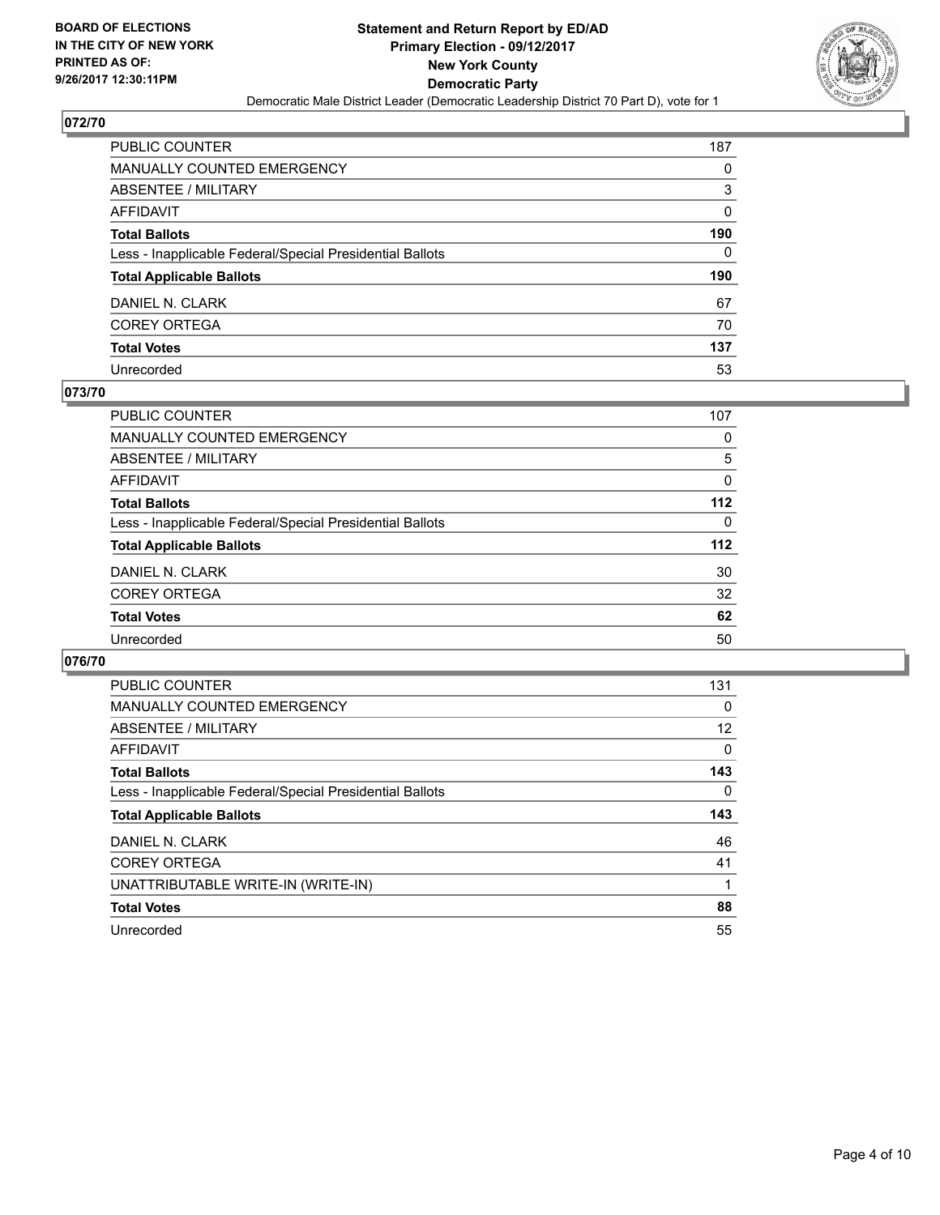**BOARD OF ELECTIONS IN THE CITY OF NEW YORK PRINTED AS OF: 9/26/2017 12:30:11PM**

**Statement and Return Report by ED/AD Primary Election - 09/12/2017 New York County Democratic Party**

Democratic Male District Leader (Democratic Leadership District 70 Part D), vote for 1

## 072/70

| | |
|---|---|
| PUBLIC COUNTER | 187 |
| MANUALLY COUNTED EMERGENCY | 0 |
| ABSENTEE / MILITARY | 3 |
| AFFIDAVIT | 0 |
| **Total Ballots** | **190** |
| Less - Inapplicable Federal/Special Presidential Ballots | 0 |
| **Total Applicable Ballots** | **190** |
| DANIEL N. CLARK | 67 |
| COREY ORTEGA | 70 |
| **Total Votes** | **137** |
| Unrecorded | 53 |

## 073/70

| | |
|---|---|
| PUBLIC COUNTER | 107 |
| MANUALLY COUNTED EMERGENCY | 0 |
| ABSENTEE / MILITARY | 5 |
| AFFIDAVIT | 0 |
| **Total Ballots** | **112** |
| Less - Inapplicable Federal/Special Presidential Ballots | 0 |
| **Total Applicable Ballots** | **112** |
| DANIEL N. CLARK | 30 |
| COREY ORTEGA | 32 |
| **Total Votes** | **62** |
| Unrecorded | 50 |

## 076/70

| | |
|---|---|
| PUBLIC COUNTER | 131 |
| MANUALLY COUNTED EMERGENCY | 0 |
| ABSENTEE / MILITARY | 12 |
| AFFIDAVIT | 0 |
| **Total Ballots** | **143** |
| Less - Inapplicable Federal/Special Presidential Ballots | 0 |
| **Total Applicable Ballots** | **143** |
| DANIEL N. CLARK | 46 |
| COREY ORTEGA | 41 |
| UNATTRIBUTABLE WRITE-IN (WRITE-IN) | 1 |
| **Total Votes** | **88** |
| Unrecorded | 55 |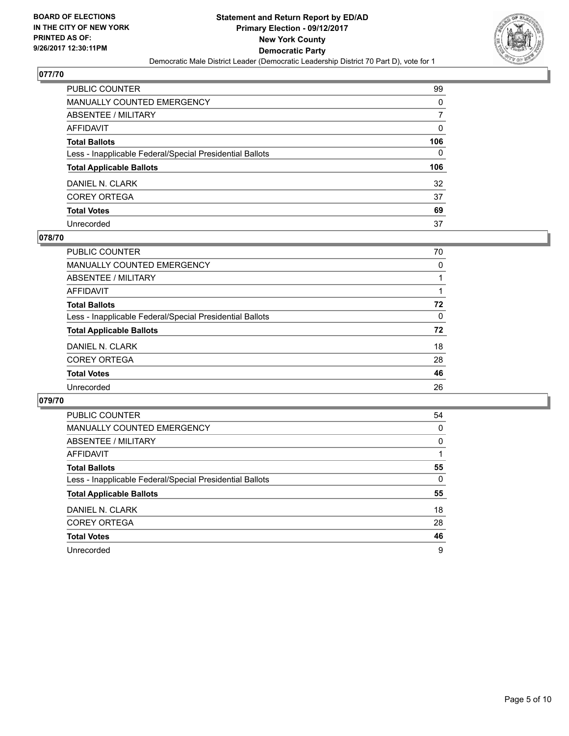**BOARD OF ELECTIONS IN THE CITY OF NEW YORK PRINTED AS OF: 9/26/2017 12:30:11PM**

# Statement and Return Report by ED/AD
## Primary Election - 09/12/2017
## New York County
## Democratic Party

Democratic Male District Leader (Democratic Leadership District 70 Part D), vote for 1

### 077/70

| | |
|---|---|
| PUBLIC COUNTER | 99 |
| MANUALLY COUNTED EMERGENCY | 0 |
| ABSENTEE / MILITARY | 7 |
| AFFIDAVIT | 0 |
| **Total Ballots** | **106** |
| Less - Inapplicable Federal/Special Presidential Ballots | 0 |
| **Total Applicable Ballots** | **106** |
| DANIEL N. CLARK | 32 |
| COREY ORTEGA | 37 |
| **Total Votes** | **69** |
| Unrecorded | 37 |

### 078/70

| | |
|---|---|
| PUBLIC COUNTER | 70 |
| MANUALLY COUNTED EMERGENCY | 0 |
| ABSENTEE / MILITARY | 1 |
| AFFIDAVIT | 1 |
| **Total Ballots** | **72** |
| Less - Inapplicable Federal/Special Presidential Ballots | 0 |
| **Total Applicable Ballots** | **72** |
| DANIEL N. CLARK | 18 |
| COREY ORTEGA | 28 |
| **Total Votes** | **46** |
| Unrecorded | 26 |

### 079/70

| | |
|---|---|
| PUBLIC COUNTER | 54 |
| MANUALLY COUNTED EMERGENCY | 0 |
| ABSENTEE / MILITARY | 0 |
| AFFIDAVIT | 1 |
| **Total Ballots** | **55** |
| Less - Inapplicable Federal/Special Presidential Ballots | 0 |
| **Total Applicable Ballots** | **55** |
| DANIEL N. CLARK | 18 |
| COREY ORTEGA | 28 |
| **Total Votes** | **46** |
| Unrecorded | 9 |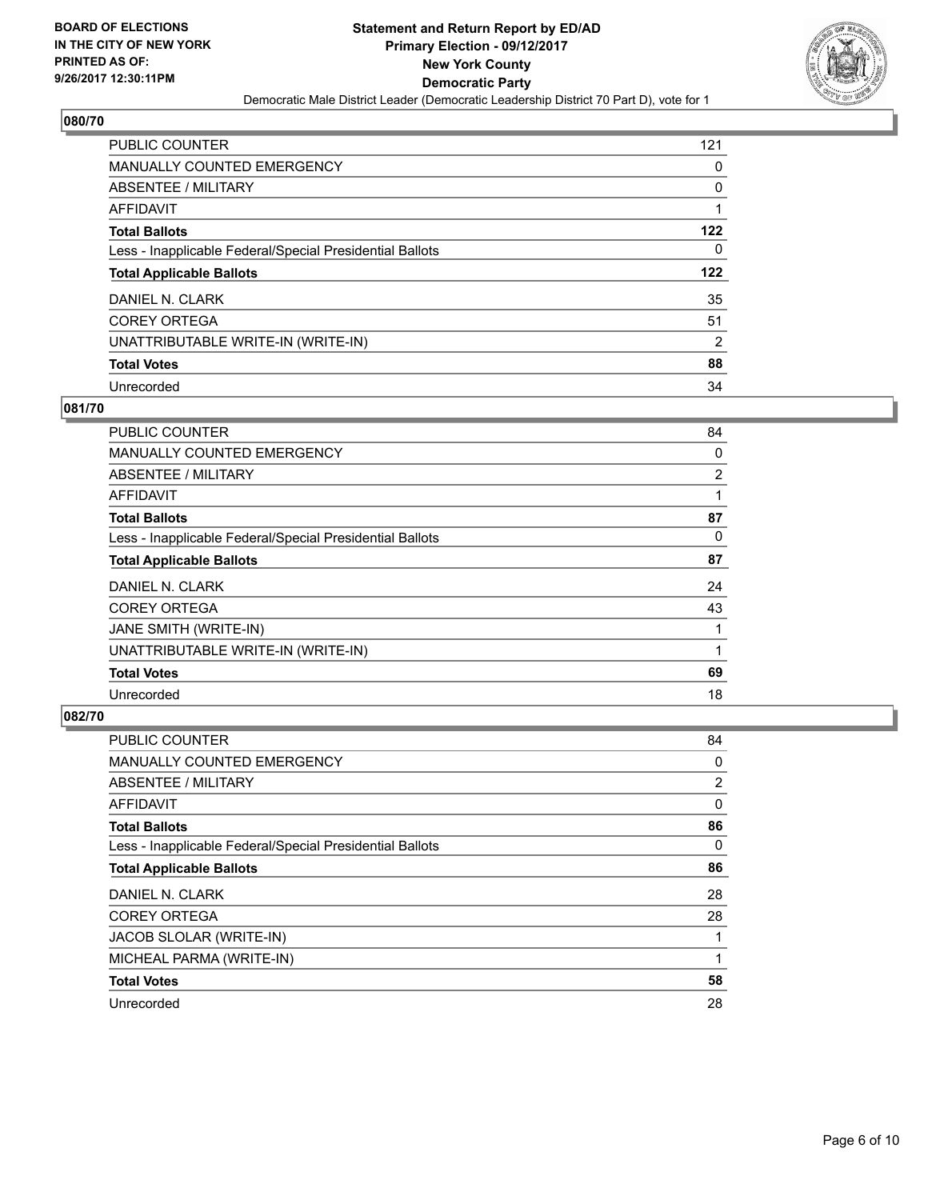**BOARD OF ELECTIONS IN THE CITY OF NEW YORK PRINTED AS OF: 9/26/2017 12:30:11PM**

**Statement and Return Report by ED/AD**
**Primary Election - 09/12/2017**
**New York County**
**Democratic Party**
Democratic Male District Leader (Democratic Leadership District 70 Part D), vote for 1

## 080/70

| | |
|---|---|
| PUBLIC COUNTER | 121 |
| MANUALLY COUNTED EMERGENCY | 0 |
| ABSENTEE / MILITARY | 0 |
| AFFIDAVIT | 1 |
| **Total Ballots** | **122** |
| Less - Inapplicable Federal/Special Presidential Ballots | 0 |
| **Total Applicable Ballots** | **122** |
| DANIEL N. CLARK | 35 |
| COREY ORTEGA | 51 |
| UNATTRIBUTABLE WRITE-IN (WRITE-IN) | 2 |
| **Total Votes** | **88** |
| Unrecorded | 34 |

## 081/70

| | |
|---|---|
| PUBLIC COUNTER | 84 |
| MANUALLY COUNTED EMERGENCY | 0 |
| ABSENTEE / MILITARY | 2 |
| AFFIDAVIT | 1 |
| **Total Ballots** | **87** |
| Less - Inapplicable Federal/Special Presidential Ballots | 0 |
| **Total Applicable Ballots** | **87** |
| DANIEL N. CLARK | 24 |
| COREY ORTEGA | 43 |
| JANE SMITH (WRITE-IN) | 1 |
| UNATTRIBUTABLE WRITE-IN (WRITE-IN) | 1 |
| **Total Votes** | **69** |
| Unrecorded | 18 |

## 082/70

| | |
|---|---|
| PUBLIC COUNTER | 84 |
| MANUALLY COUNTED EMERGENCY | 0 |
| ABSENTEE / MILITARY | 2 |
| AFFIDAVIT | 0 |
| **Total Ballots** | **86** |
| Less - Inapplicable Federal/Special Presidential Ballots | 0 |
| **Total Applicable Ballots** | **86** |
| DANIEL N. CLARK | 28 |
| COREY ORTEGA | 28 |
| JACOB SLOLAR (WRITE-IN) | 1 |
| MICHEAL PARMA (WRITE-IN) | 1 |
| **Total Votes** | **58** |
| Unrecorded | 28 |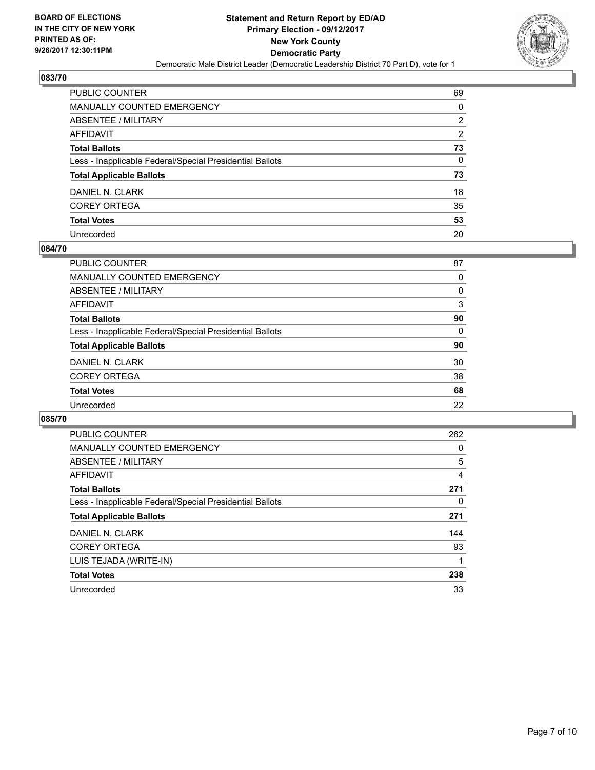**BOARD OF ELECTIONS IN THE CITY OF NEW YORK PRINTED AS OF: 9/26/2017 12:30:11PM**

**Statement and Return Report by ED/AD**
**Primary Election - 09/12/2017**
**New York County**
**Democratic Party**
Democratic Male District Leader (Democratic Leadership District 70 Part D), vote for 1

## 083/70

| | |
|---|---|
| PUBLIC COUNTER | 69 |
| MANUALLY COUNTED EMERGENCY | 0 |
| ABSENTEE / MILITARY | 2 |
| AFFIDAVIT | 2 |
| **Total Ballots** | **73** |
| Less - Inapplicable Federal/Special Presidential Ballots | 0 |
| **Total Applicable Ballots** | **73** |
| DANIEL N. CLARK | 18 |
| COREY ORTEGA | 35 |
| **Total Votes** | **53** |
| Unrecorded | 20 |

## 084/70

| | |
|---|---|
| PUBLIC COUNTER | 87 |
| MANUALLY COUNTED EMERGENCY | 0 |
| ABSENTEE / MILITARY | 0 |
| AFFIDAVIT | 3 |
| **Total Ballots** | **90** |
| Less - Inapplicable Federal/Special Presidential Ballots | 0 |
| **Total Applicable Ballots** | **90** |
| DANIEL N. CLARK | 30 |
| COREY ORTEGA | 38 |
| **Total Votes** | **68** |
| Unrecorded | 22 |

## 085/70

| | |
|---|---|
| PUBLIC COUNTER | 262 |
| MANUALLY COUNTED EMERGENCY | 0 |
| ABSENTEE / MILITARY | 5 |
| AFFIDAVIT | 4 |
| **Total Ballots** | **271** |
| Less - Inapplicable Federal/Special Presidential Ballots | 0 |
| **Total Applicable Ballots** | **271** |
| DANIEL N. CLARK | 144 |
| COREY ORTEGA | 93 |
| LUIS TEJADA (WRITE-IN) | 1 |
| **Total Votes** | **238** |
| Unrecorded | 33 |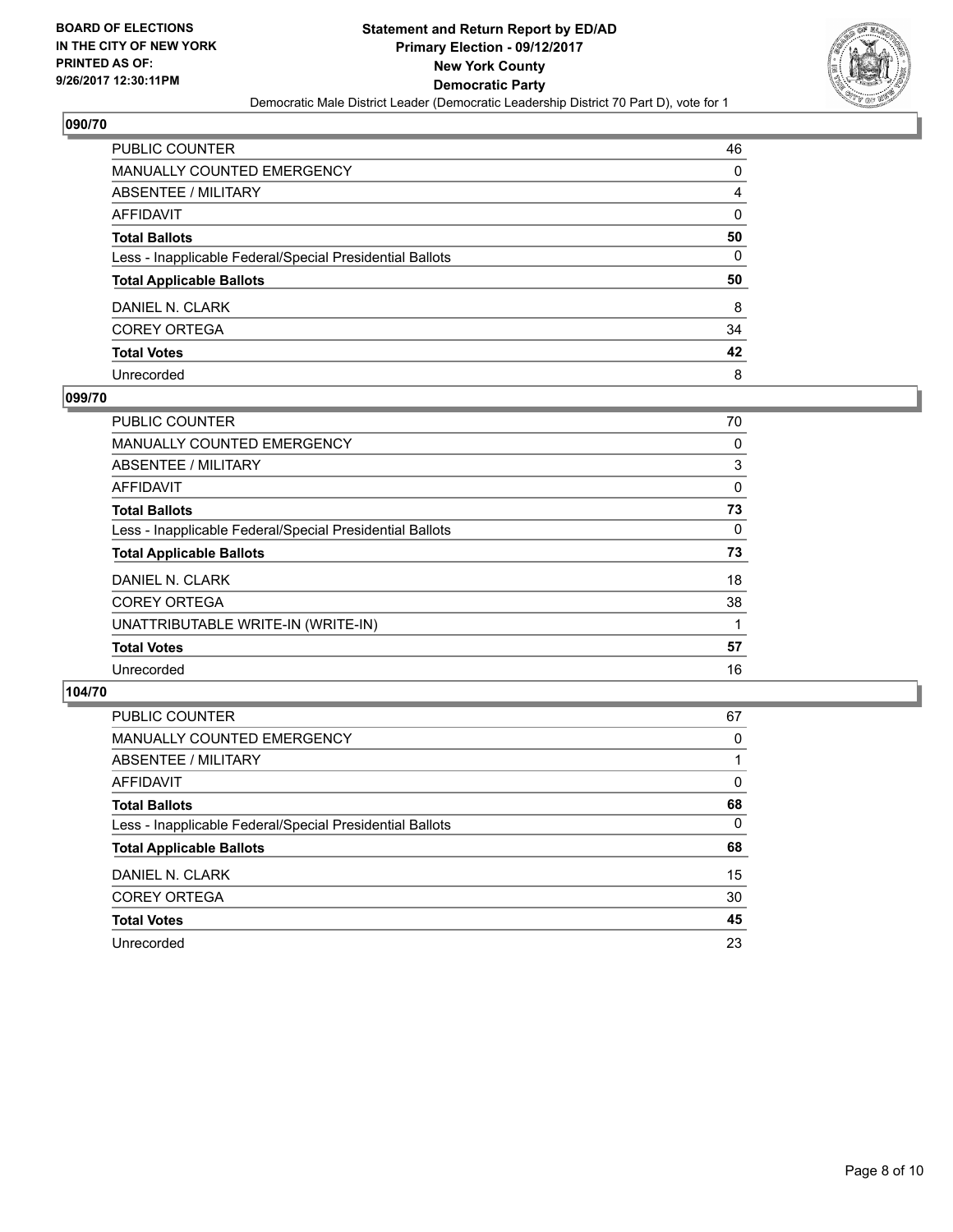**BOARD OF ELECTIONS IN THE CITY OF NEW YORK PRINTED AS OF: 9/26/2017 12:30:11PM**

**Statement and Return Report by ED/AD**
**Primary Election - 09/12/2017**
**New York County**
**Democratic Party**
Democratic Male District Leader (Democratic Leadership District 70 Part D), vote for 1

## 090/70

| | |
|---|---|
| PUBLIC COUNTER | 46 |
| MANUALLY COUNTED EMERGENCY | 0 |
| ABSENTEE / MILITARY | 4 |
| AFFIDAVIT | 0 |
| **Total Ballots** | **50** |
| Less - Inapplicable Federal/Special Presidential Ballots | 0 |
| **Total Applicable Ballots** | **50** |
| DANIEL N. CLARK | 8 |
| COREY ORTEGA | 34 |
| **Total Votes** | **42** |
| Unrecorded | 8 |

## 099/70

| | |
|---|---|
| PUBLIC COUNTER | 70 |
| MANUALLY COUNTED EMERGENCY | 0 |
| ABSENTEE / MILITARY | 3 |
| AFFIDAVIT | 0 |
| **Total Ballots** | **73** |
| Less - Inapplicable Federal/Special Presidential Ballots | 0 |
| **Total Applicable Ballots** | **73** |
| DANIEL N. CLARK | 18 |
| COREY ORTEGA | 38 |
| UNATTRIBUTABLE WRITE-IN (WRITE-IN) | 1 |
| **Total Votes** | **57** |
| Unrecorded | 16 |

## 104/70

| | |
|---|---|
| PUBLIC COUNTER | 67 |
| MANUALLY COUNTED EMERGENCY | 0 |
| ABSENTEE / MILITARY | 1 |
| AFFIDAVIT | 0 |
| **Total Ballots** | **68** |
| Less - Inapplicable Federal/Special Presidential Ballots | 0 |
| **Total Applicable Ballots** | **68** |
| DANIEL N. CLARK | 15 |
| COREY ORTEGA | 30 |
| **Total Votes** | **45** |
| Unrecorded | 23 |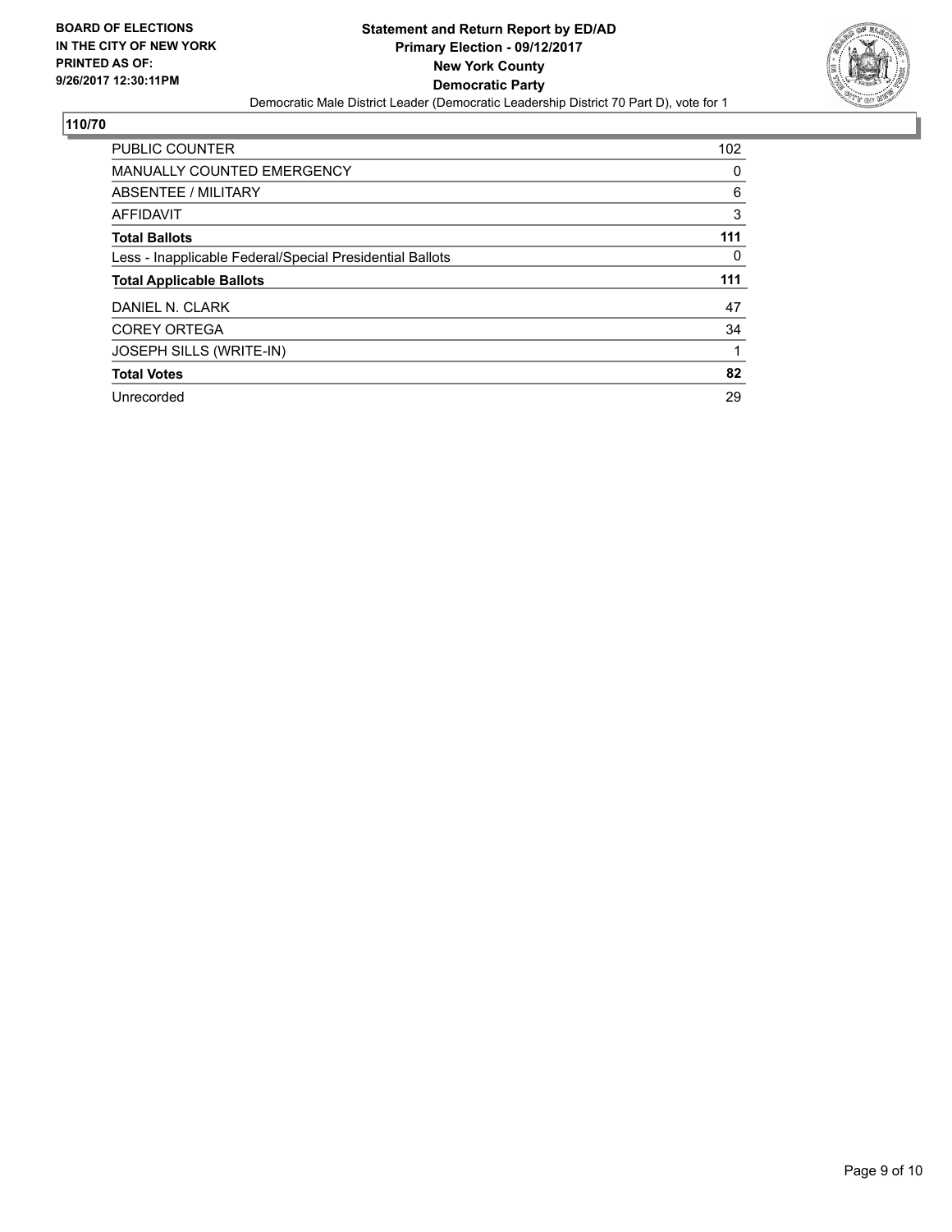BOARD OF ELECTIONS
IN THE CITY OF NEW YORK
PRINTED AS OF:
9/26/2017 12:30:11PM

**Statement and Return Report by ED/AD**
**Primary Election - 09/12/2017**
**New York County**
**Democratic Party**
Democratic Male District Leader (Democratic Leadership District 70 Part D), vote for 1

## 110/70

| | |
|---|---|
| PUBLIC COUNTER | 102 |
| MANUALLY COUNTED EMERGENCY | 0 |
| ABSENTEE / MILITARY | 6 |
| AFFIDAVIT | 3 |
| **Total Ballots** | **111** |
| Less - Inapplicable Federal/Special Presidential Ballots | 0 |
| **Total Applicable Ballots** | **111** |
| DANIEL N. CLARK | 47 |
| COREY ORTEGA | 34 |
| JOSEPH SILLS (WRITE-IN) | 1 |
| **Total Votes** | **82** |
| Unrecorded | 29 |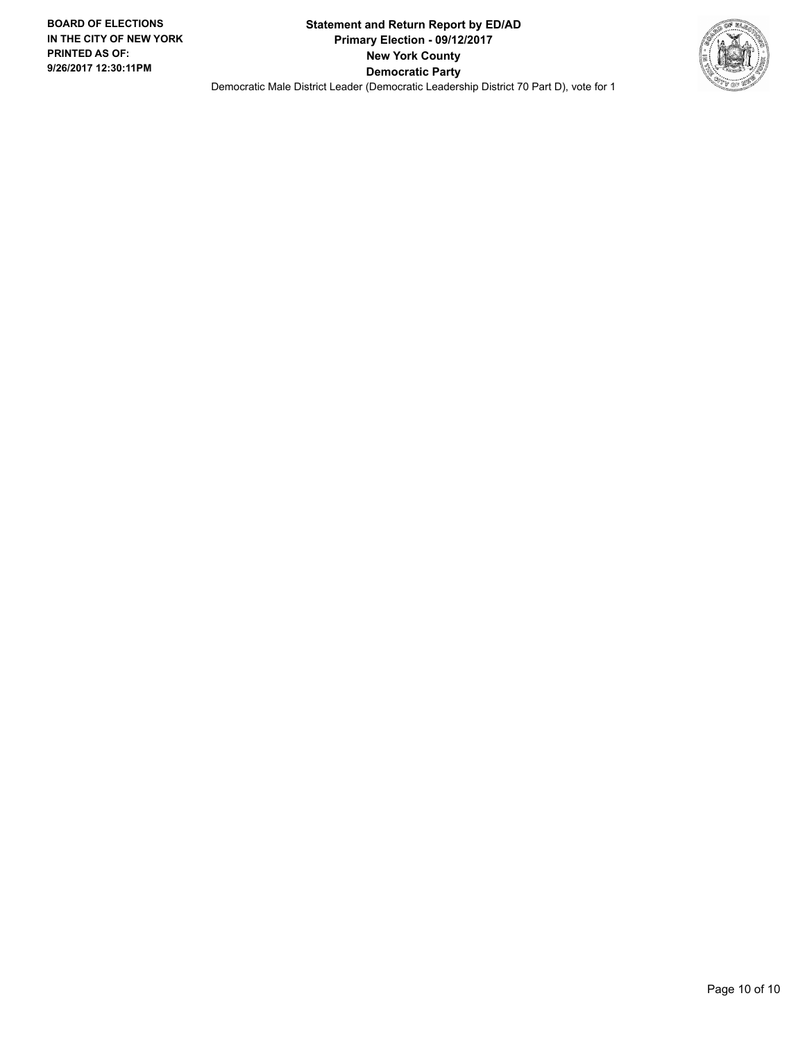Democratic Male District Leader (Democratic Leadership District 70 Part D), vote for 1